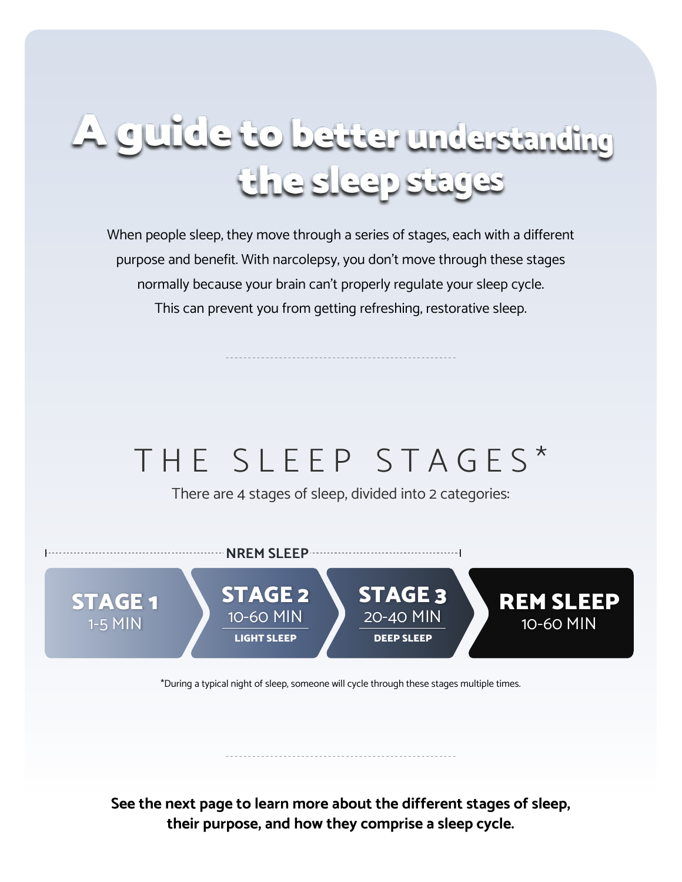# A guide to better understanding the sleep stages

When people sleep, they move through a series of stages, each with a different purpose and benefit. With narcolepsy, you don't move through these stages normally because your brain can't properly regulate your sleep cycle. This can prevent you from getting refreshing, restorative sleep.

## THE SLEEP STAGES*

There are 4 stages of sleep, divided into 2 categories:

**NREM SLEEP**

| STAGE 1 | STAGE 2 | STAGE 3 | REM SLEEP |
|---|---|---|---|
| 1-5 MIN | 10-60 MIN | 20-40 MIN | 10-60 MIN |
| | LIGHT SLEEP | DEEP SLEEP | |

*During a typical night of sleep, someone will cycle through these stages multiple times.

**See the next page to learn more about the different stages of sleep, their purpose, and how they comprise a sleep cycle.**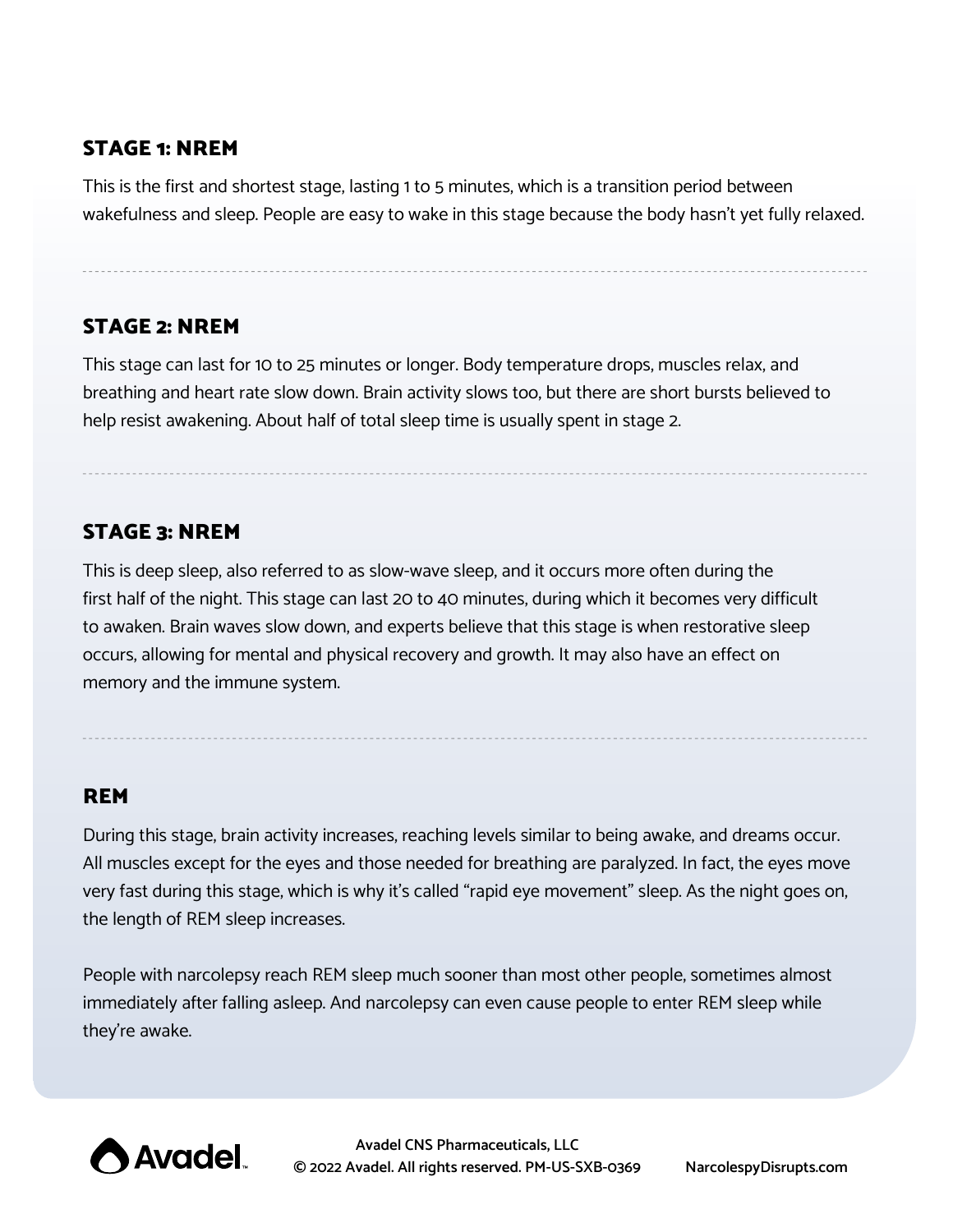### STAGE 1: NREM

This is the first and shortest stage, lasting 1 to 5 minutes, which is a transition period between wakefulness and sleep. People are easy to wake in this stage because the body hasn't yet fully relaxed.

### STAGE 2: NREM

This stage can last for 10 to 25 minutes or longer. Body temperature drops, muscles relax, and breathing and heart rate slow down. Brain activity slows too, but there are short bursts believed to help resist awakening. About half of total sleep time is usually spent in stage 2.

### STAGE 3: NREM

This is deep sleep, also referred to as slow-wave sleep, and it occurs more often during the first half of the night. This stage can last 20 to 40 minutes, during which it becomes very difficult to awaken. Brain waves slow down, and experts believe that this stage is when restorative sleep occurs, allowing for mental and physical recovery and growth. It may also have an effect on memory and the immune system.

### REM

During this stage, brain activity increases, reaching levels similar to being awake, and dreams occur. All muscles except for the eyes and those needed for breathing are paralyzed. In fact, the eyes move very fast during this stage, which is why it's called "rapid eye movement" sleep. As the night goes on, the length of REM sleep increases.

People with narcolepsy reach REM sleep much sooner than most other people, sometimes almost immediately after falling asleep. And narcolepsy can even cause people to enter REM sleep while they're awake.

Avadel

Avadel CNS Pharmaceuticals, LLC
© 2022 Avadel. All rights reserved. PM-US-SXB-0369

NarcolepsyDisrupts.com